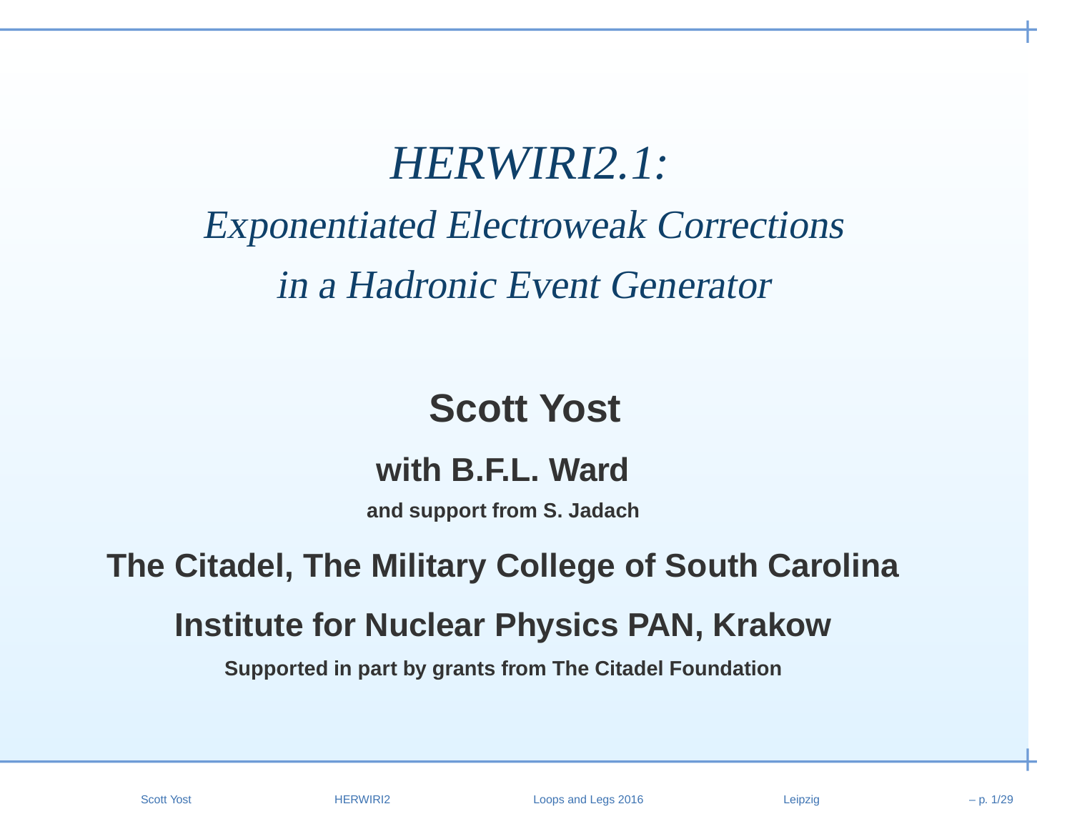# *HERWIRI2.1:*

## *Exponentiated Electroweak Corrections in a Hadronic Event Generator*

**Scott Yost**

**with B.F.L. Ward**

**and support from S. Jadach**

**The Citadel, The Military College of South Carolina**

**Institute for Nuclear Physics PAN, Krakow**

**Supported in part by grants from The Citadel Foundation**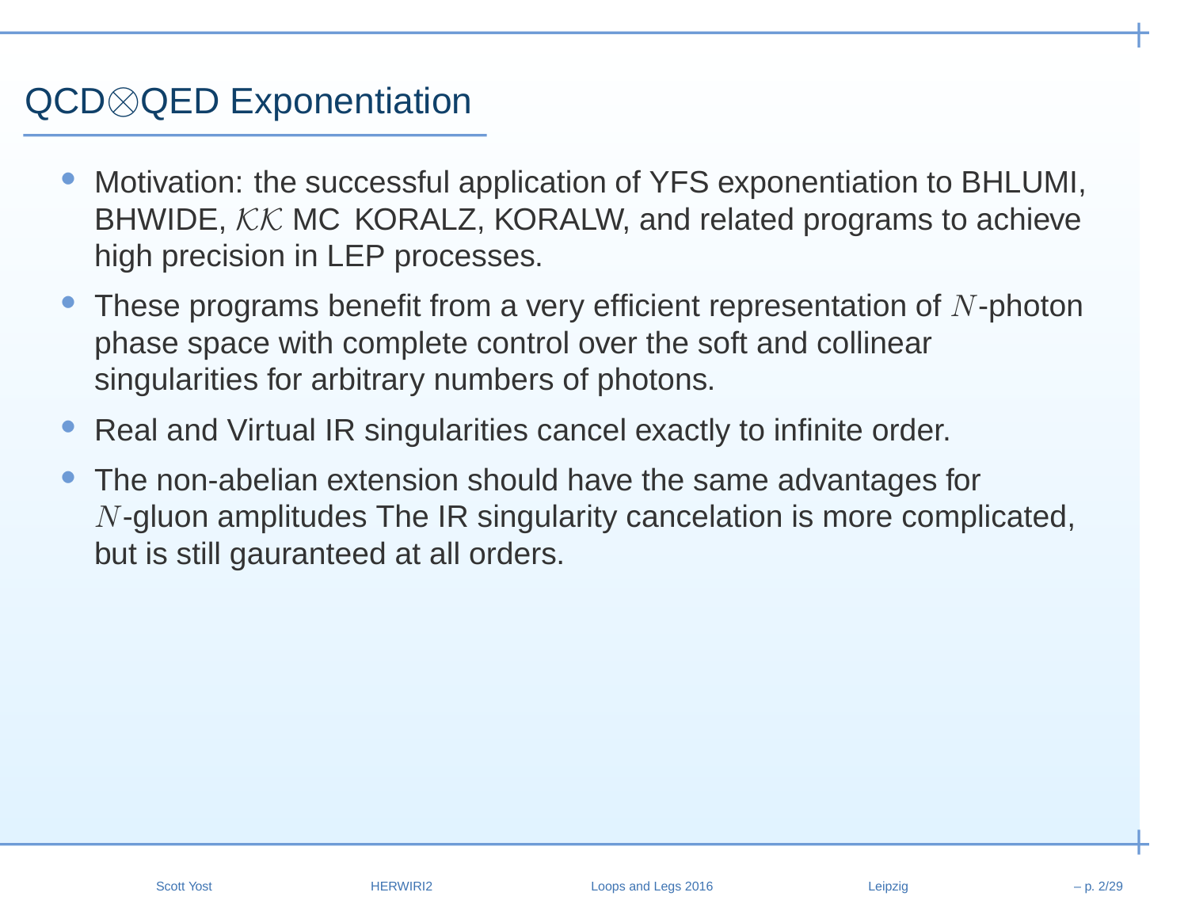# QCD⊗QED Exponentiation

- Motivation: the successful application of YFS exponentiation to BHLUMI, BHWIDE, $\mathcal{KK}$ MC KORALZ, KORALW, and related programs to achieve high precision in LEP processes.
- These programs benefit from a very efficient representation of $N$-photon phase space with complete control over the soft and collinear singularities for arbitrary numbers of photons.
- Real and Virtual IR singularities cancel exactly to infinite order.
- The non-abelian extension should have the same advantages for $N$-gluon amplitudes The IR singularity cancelation is more complicated, but is still gauranteed at all orders.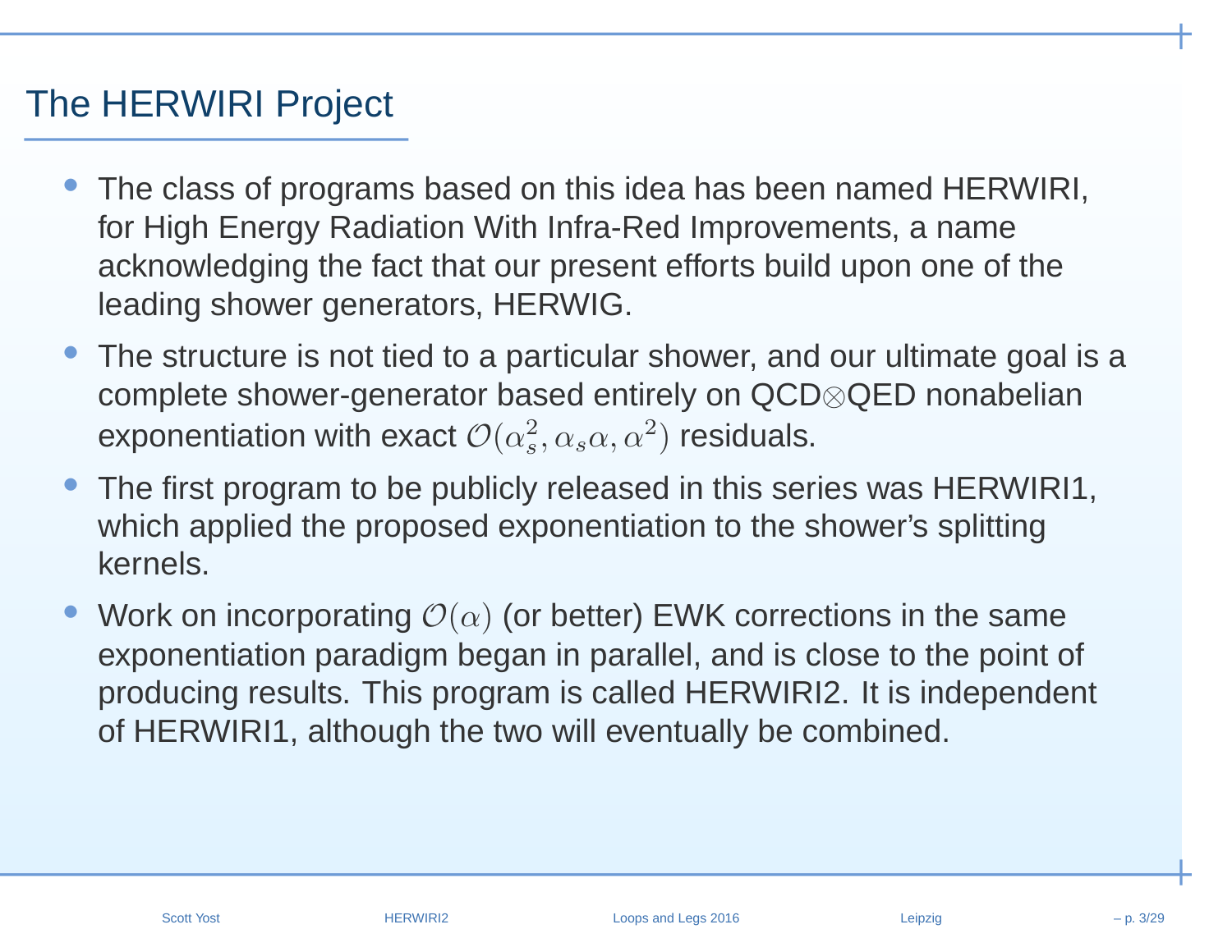# The HERWIRI Project

- The class of programs based on this idea has been named HERWIRI, for High Energy Radiation With Infra-Red Improvements, a name acknowledging the fact that our present efforts build upon one of the leading shower generators, HERWIG.
- The structure is not tied to a particular shower, and our ultimate goal is a complete shower-generator based entirely on QCD$\otimes$QED nonabelian exponentiation with exact $\mathcal{O}(\alpha_s^2, \alpha_s\alpha, \alpha^2)$ residuals.
- The first program to be publicly released in this series was HERWIRI1, which applied the proposed exponentiation to the shower's splitting kernels.
- Work on incorporating $\mathcal{O}(\alpha)$ (or better) EWK corrections in the same exponentiation paradigm began in parallel, and is close to the point of producing results. This program is called HERWIRI2. It is independent of HERWIRI1, although the two will eventually be combined.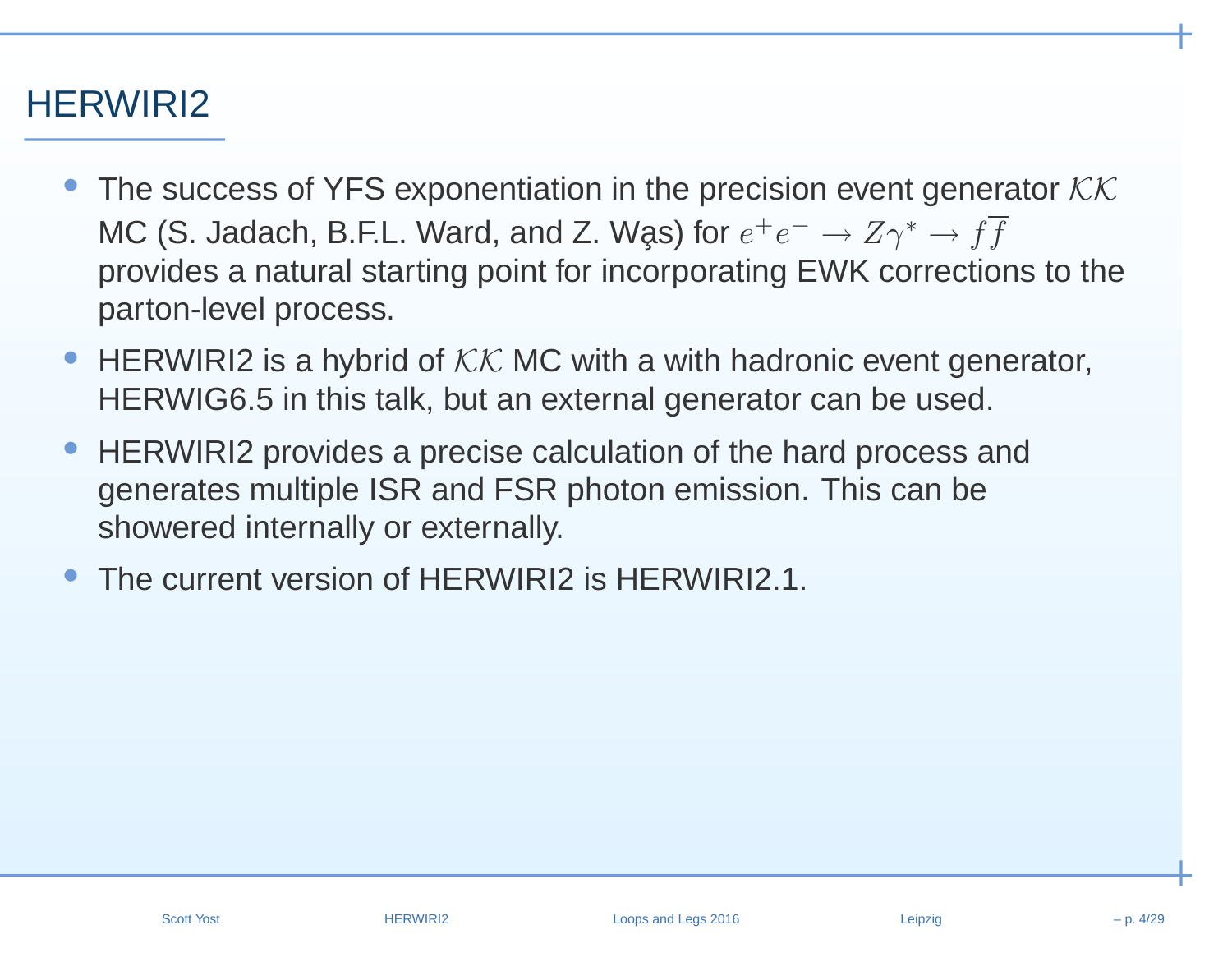# HERWIRI2

- The success of YFS exponentiation in the precision event generator $\mathcal{KK}$ MC (S. Jadach, B.F.L. Ward, and Z. Wąs) for $e^+e^- \to Z\gamma^* \to f\overline{f}$ provides a natural starting point for incorporating EWK corrections to the parton-level process.
- HERWIRI2 is a hybrid of $\mathcal{KK}$ MC with a with hadronic event generator, HERWIG6.5 in this talk, but an external generator can be used.
- HERWIRI2 provides a precise calculation of the hard process and generates multiple ISR and FSR photon emission. This can be showered internally or externally.
- The current version of HERWIRI2 is HERWIRI2.1.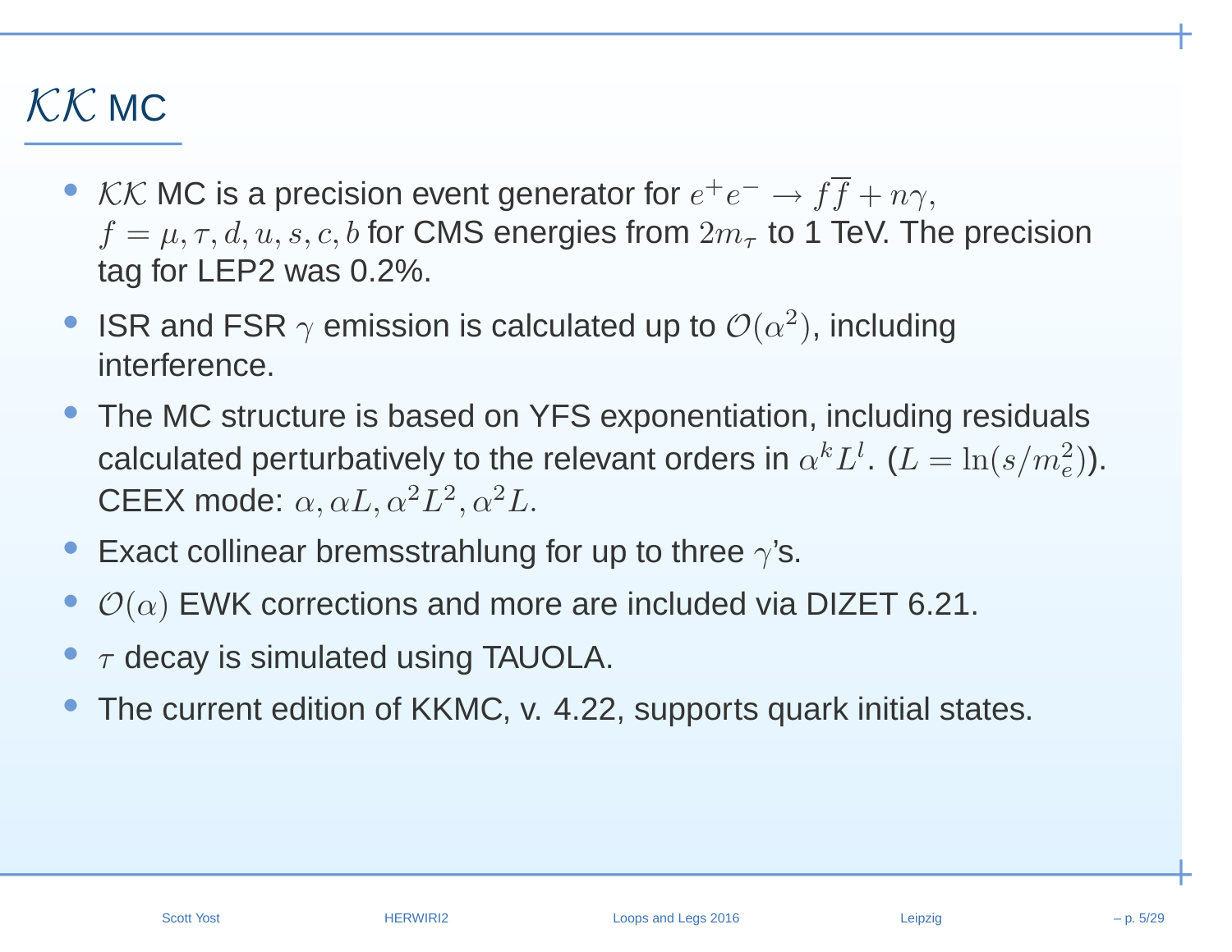# $\mathcal{KK}$ MC

- $\mathcal{KK}$ MC is a precision event generator for $e^+e^- \to f\overline{f} + n\gamma$, $f = \mu, \tau, d, u, s, c, b$ for CMS energies from $2m_\tau$ to 1 TeV. The precision tag for LEP2 was 0.2%.
- ISR and FSR $\gamma$ emission is calculated up to $\mathcal{O}(\alpha^2)$, including interference.
- The MC structure is based on YFS exponentiation, including residuals calculated perturbatively to the relevant orders in $\alpha^k L^l$. ($L = \ln(s/m_e^2)$). CEEX mode: $\alpha, \alpha L, \alpha^2 L^2, \alpha^2 L$.
- Exact collinear bremsstrahlung for up to three $\gamma$'s.
- $\mathcal{O}(\alpha)$ EWK corrections and more are included via DIZET 6.21.
- $\tau$ decay is simulated using TAUOLA.
- The current edition of KKMC, v. 4.22, supports quark initial states.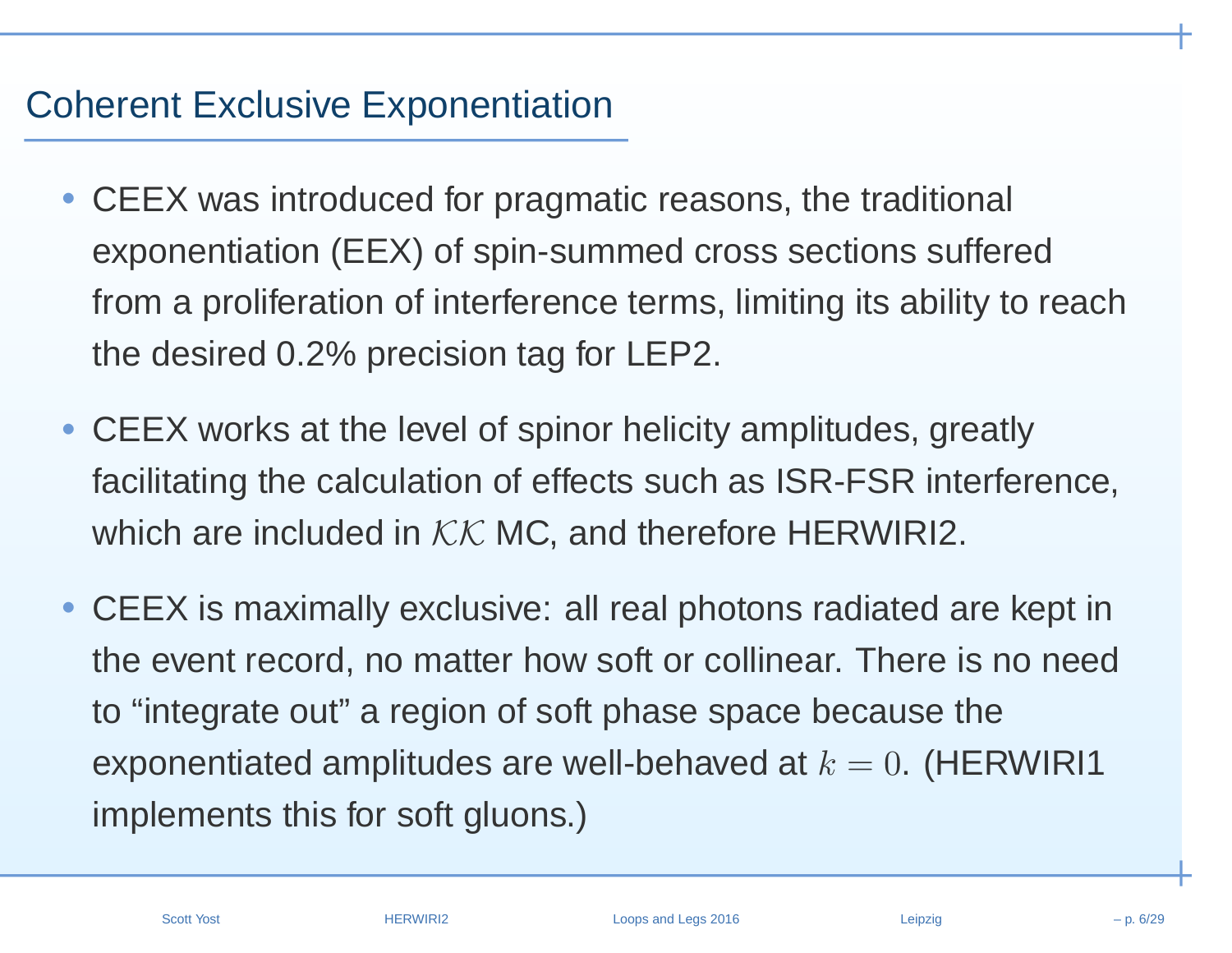# Coherent Exclusive Exponentiation

- CEEX was introduced for pragmatic reasons, the traditional exponentiation (EEX) of spin-summed cross sections suffered from a proliferation of interference terms, limiting its ability to reach the desired 0.2% precision tag for LEP2.
- CEEX works at the level of spinor helicity amplitudes, greatly facilitating the calculation of effects such as ISR-FSR interference, which are included in $\mathcal{KK}$ MC, and therefore HERWIRI2.
- CEEX is maximally exclusive: all real photons radiated are kept in the event record, no matter how soft or collinear. There is no need to “integrate out” a region of soft phase space because the exponentiated amplitudes are well-behaved at $k = 0$. (HERWIRI1 implements this for soft gluons.)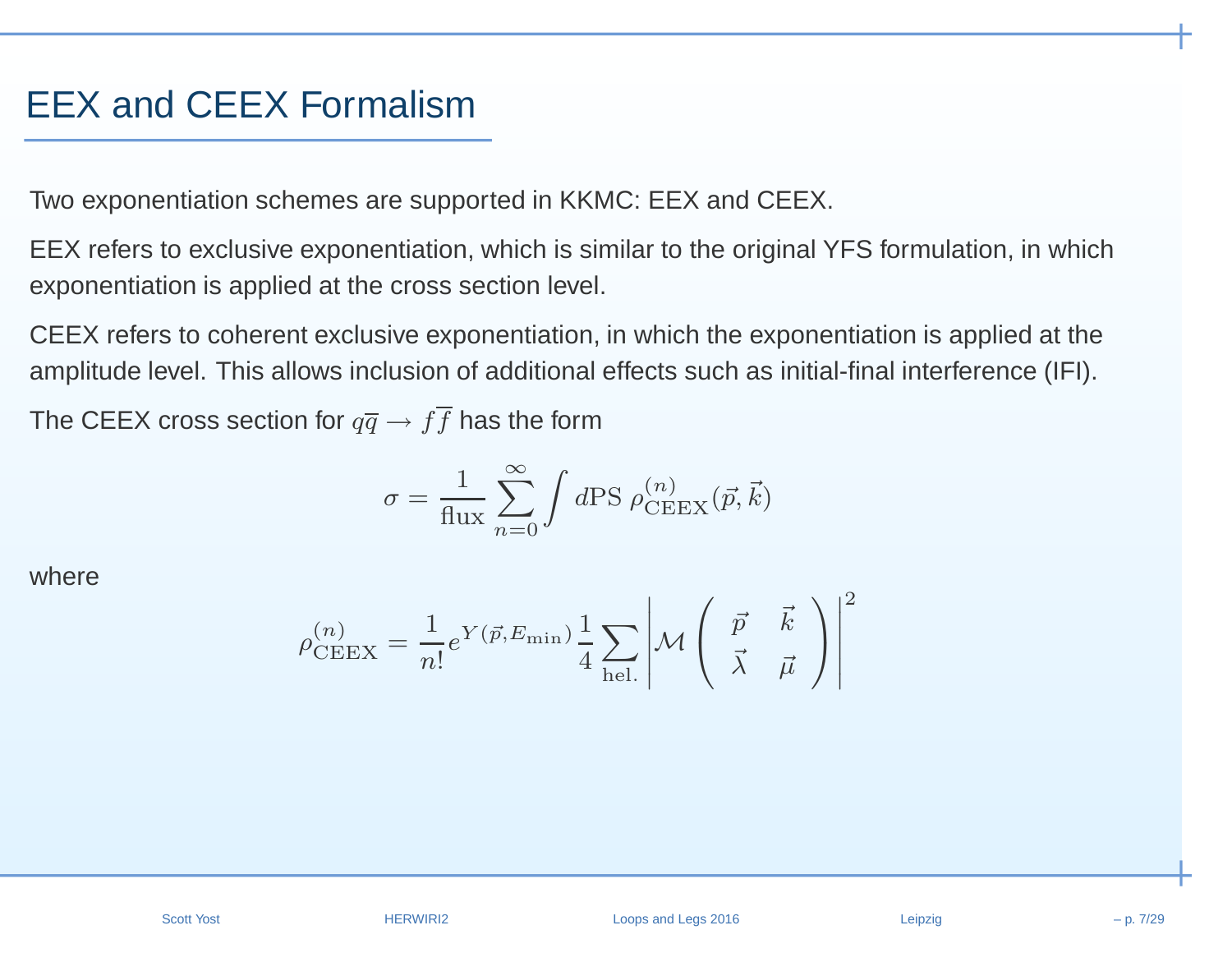# EEX and CEEX Formalism

Two exponentiation schemes are supported in KKMC: EEX and CEEX.

EEX refers to exclusive exponentiation, which is similar to the original YFS formulation, in which exponentiation is applied at the cross section level.

CEEX refers to coherent exclusive exponentiation, in which the exponentiation is applied at the amplitude level. This allows inclusion of additional effects such as initial-final interference (IFI).

The CEEX cross section for $q\overline{q} \to f\overline{f}$ has the form

$$\sigma = \frac{1}{\text{flux}} \sum_{n=0}^{\infty} \int d\text{PS}\; \rho^{(n)}_{\text{CEEX}}(\vec{p}, \vec{k})$$

where

$$\rho^{(n)}_{\text{CEEX}} = \frac{1}{n!} e^{Y(\vec{p}, E_{\min})} \frac{1}{4} \sum_{\text{hel.}} \left| \mathcal{M} \begin{pmatrix} \vec{p} & \vec{k} \\ \vec{\lambda} & \vec{\mu} \end{pmatrix} \right|^2$$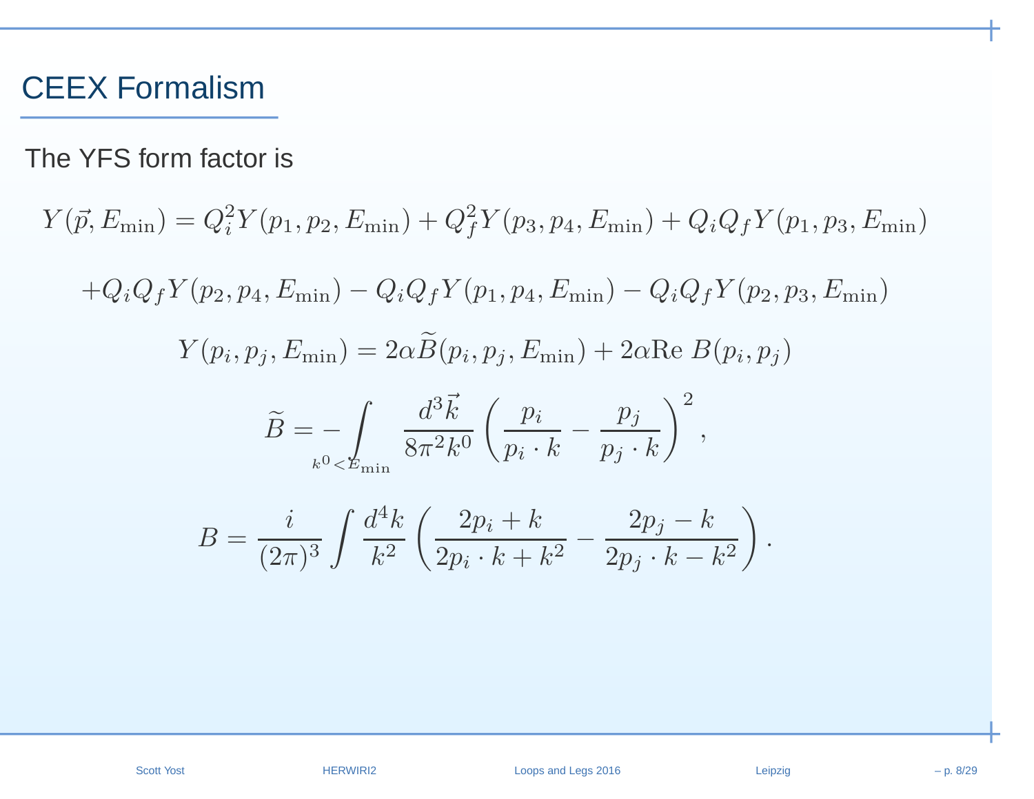# CEEX Formalism

The YFS form factor is

$$Y(\vec{p}, E_{\min}) = Q_i^2 Y(p_1, p_2, E_{\min}) + Q_f^2 Y(p_3, p_4, E_{\min}) + Q_i Q_f Y(p_1, p_3, E_{\min})$$

$$+ Q_i Q_f Y(p_2, p_4, E_{\min}) - Q_i Q_f Y(p_1, p_4, E_{\min}) - Q_i Q_f Y(p_2, p_3, E_{\min})$$

$$Y(p_i, p_j, E_{\min}) = 2\alpha \widetilde{B}(p_i, p_j, E_{\min}) + 2\alpha \mathrm{Re}\ B(p_i, p_j)$$

$$\widetilde{B} = -\int_{k^0 < E_{\min}} \frac{d^3\vec{k}}{8\pi^2 k^0} \left( \frac{p_i}{p_i \cdot k} - \frac{p_j}{p_j \cdot k} \right)^2,$$

$$B = \frac{i}{(2\pi)^3} \int \frac{d^4 k}{k^2} \left( \frac{2p_i + k}{2p_i \cdot k + k^2} - \frac{2p_j - k}{2p_j \cdot k - k^2} \right).$$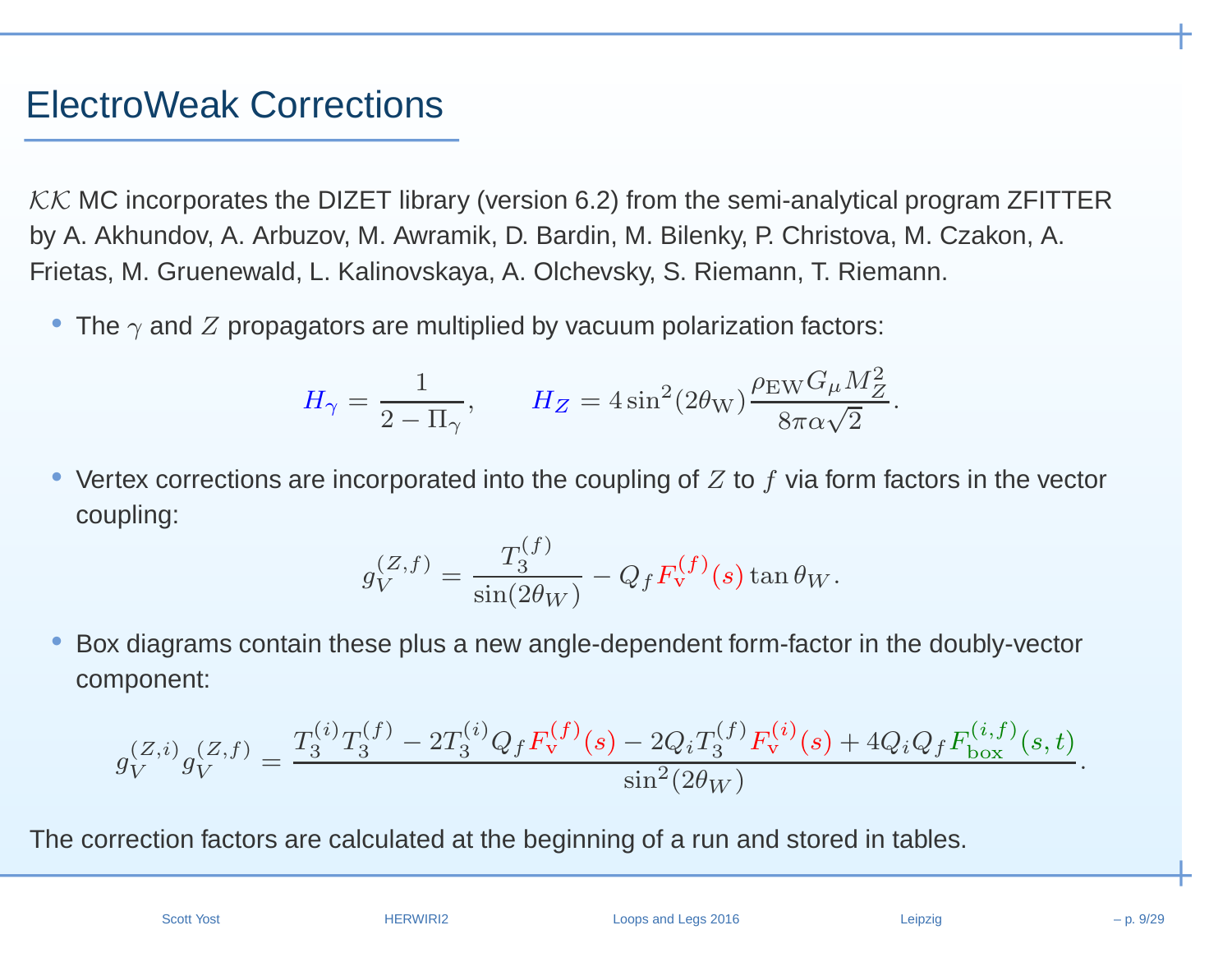# ElectroWeak Corrections

$\mathcal{KK}$ MC incorporates the DIZET library (version 6.2) from the semi-analytical program ZFITTER by A. Akhundov, A. Arbuzov, M. Awramik, D. Bardin, M. Bilenky, P. Christova, M. Czakon, A. Frietas, M. Gruenewald, L. Kalinovskaya, A. Olchevsky, S. Riemann, T. Riemann.

- The $\gamma$ and $Z$ propagators are multiplied by vacuum polarization factors:

$$H_\gamma = \frac{1}{2 - \Pi_\gamma}, \qquad H_Z = 4\sin^2(2\theta_{\rm W})\frac{\rho_{\rm EW} G_\mu M_Z^2}{8\pi\alpha\sqrt{2}}.$$

- Vertex corrections are incorporated into the coupling of $Z$ to $f$ via form factors in the vector coupling:

$$g_V^{(Z,f)} = \frac{T_3^{(f)}}{\sin(2\theta_W)} - Q_f F_{\rm v}^{(f)}(s)\tan\theta_W.$$

- Box diagrams contain these plus a new angle-dependent form-factor in the doubly-vector component:

$$g_V^{(Z,i)} g_V^{(Z,f)} = \frac{T_3^{(i)}T_3^{(f)} - 2T_3^{(i)}Q_f F_{\rm v}^{(f)}(s) - 2Q_i T_3^{(f)} F_{\rm v}^{(i)}(s) + 4Q_i Q_f F_{\rm box}^{(i,f)}(s,t)}{\sin^2(2\theta_W)}.$$

The correction factors are calculated at the beginning of a run and stored in tables.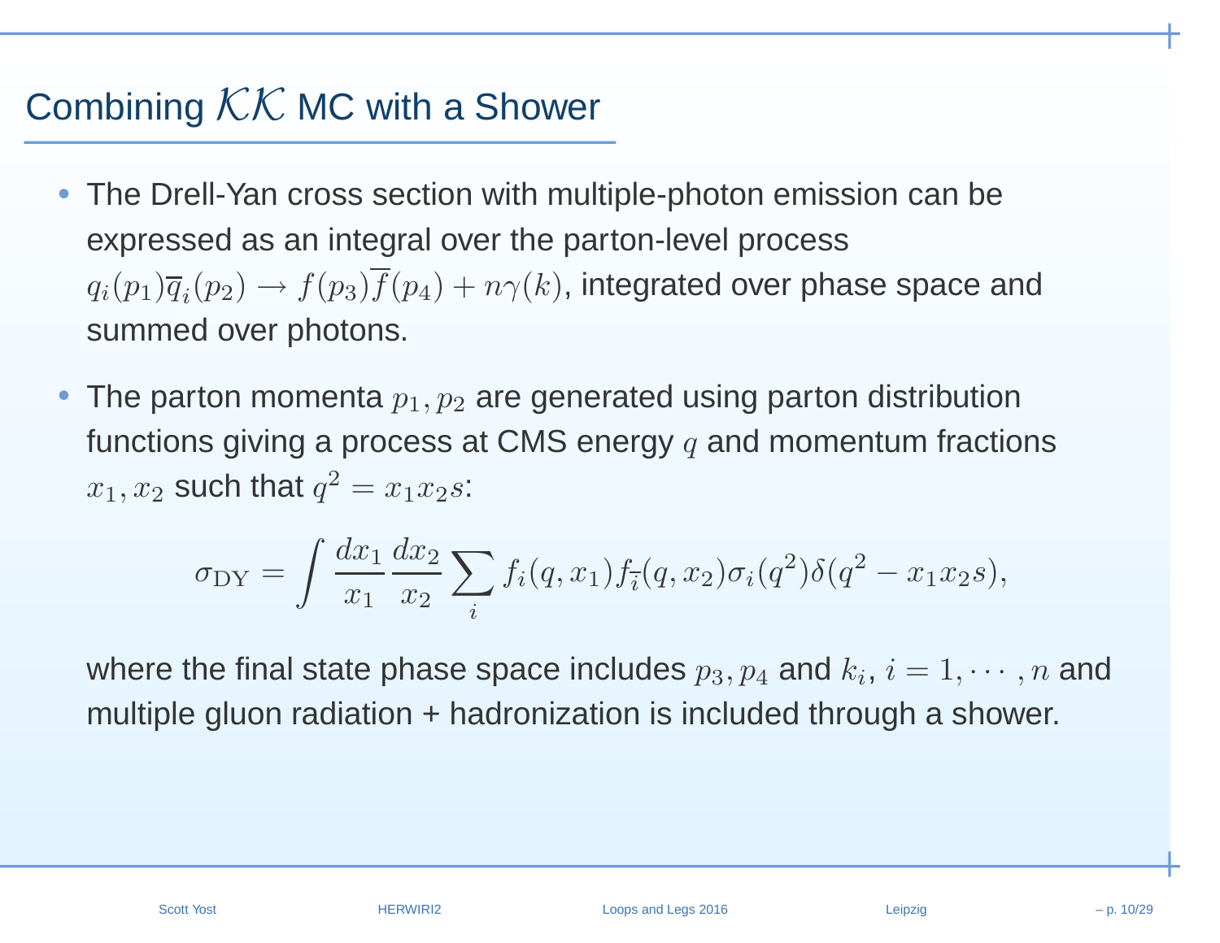# Combining $\mathcal{KK}$ MC with a Shower

- The Drell-Yan cross section with multiple-photon emission can be expressed as an integral over the parton-level process $q_i(p_1)\overline{q}_i(p_2) \rightarrow f(p_3)\overline{f}(p_4) + n\gamma(k)$, integrated over phase space and summed over photons.

- The parton momenta $p_1, p_2$ are generated using parton distribution functions giving a process at CMS energy $q$ and momentum fractions $x_1, x_2$ such that $q^2 = x_1 x_2 s$:

$$\sigma_{\rm DY} = \int \frac{dx_1}{x_1}\frac{dx_2}{x_2} \sum_i f_i(q, x_1) f_{\overline{i}}(q, x_2) \sigma_i(q^2) \delta(q^2 - x_1 x_2 s),$$

  where the final state phase space includes $p_3, p_4$ and $k_i$, $i = 1, \cdots, n$ and multiple gluon radiation + hadronization is included through a shower.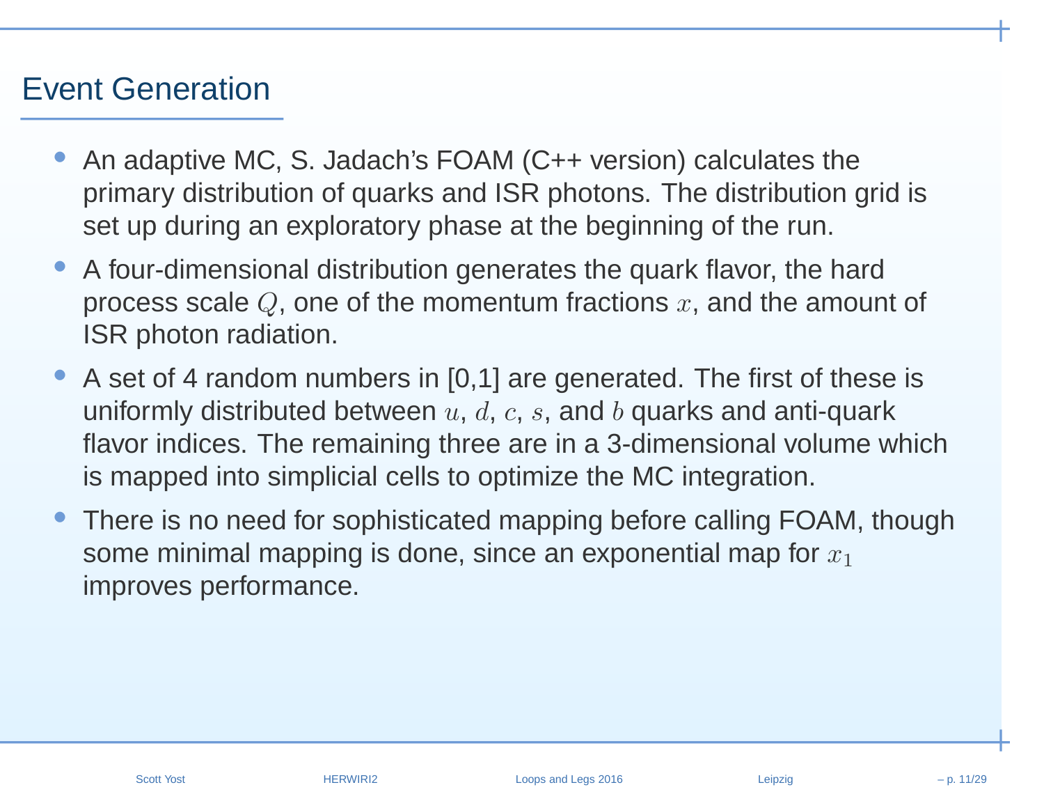# Event Generation

- An adaptive MC, S. Jadach's FOAM (C++ version) calculates the primary distribution of quarks and ISR photons. The distribution grid is set up during an exploratory phase at the beginning of the run.
- A four-dimensional distribution generates the quark flavor, the hard process scale $Q$, one of the momentum fractions $x$, and the amount of ISR photon radiation.
- A set of 4 random numbers in [0,1] are generated. The first of these is uniformly distributed between $u$, $d$, $c$, $s$, and $b$ quarks and anti-quark flavor indices. The remaining three are in a 3-dimensional volume which is mapped into simplicial cells to optimize the MC integration.
- There is no need for sophisticated mapping before calling FOAM, though some minimal mapping is done, since an exponential map for $x_1$ improves performance.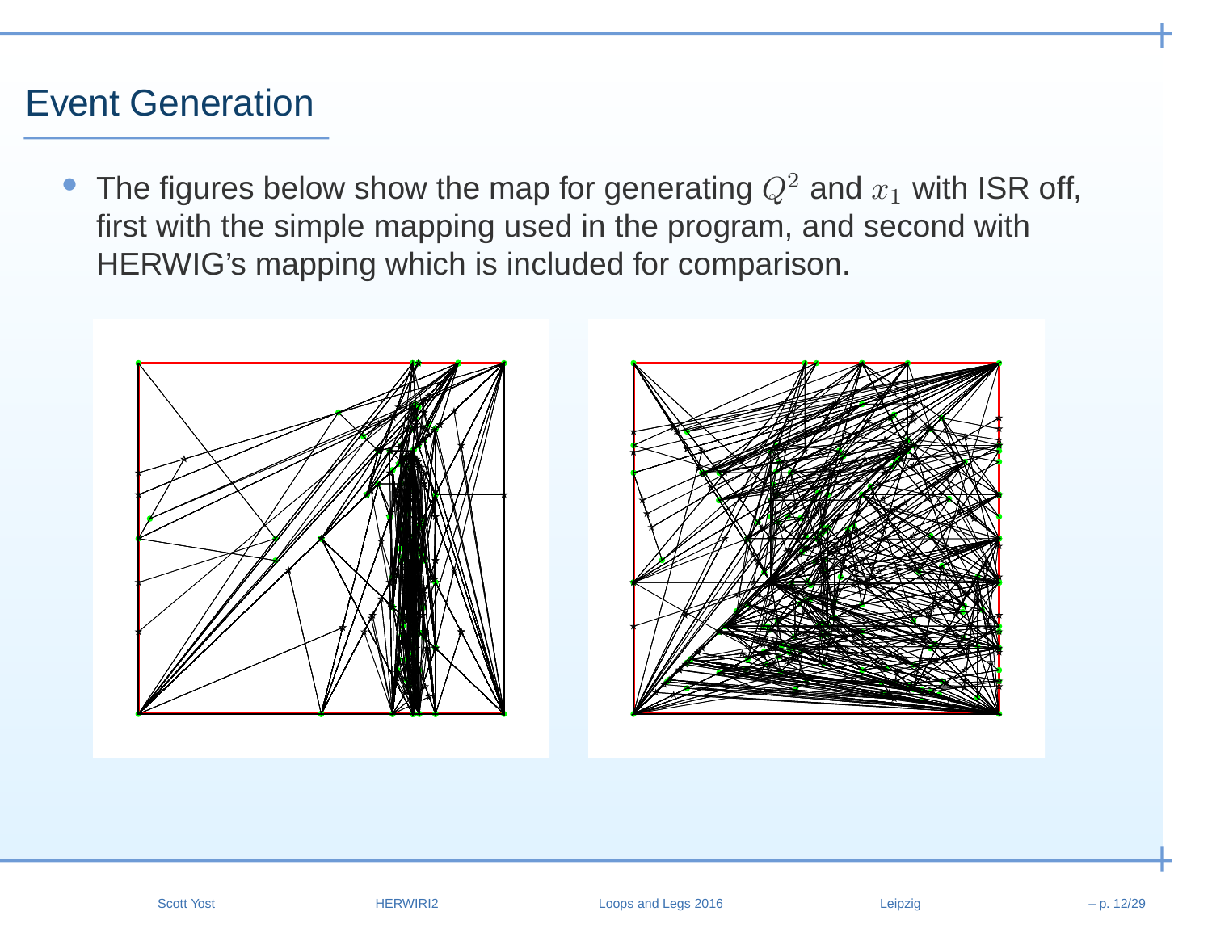# Event Generation

- The figures below show the map for generating $Q^2$ and $x_1$ with ISR off, first with the simple mapping used in the program, and second with HERWIG's mapping which is included for comparison.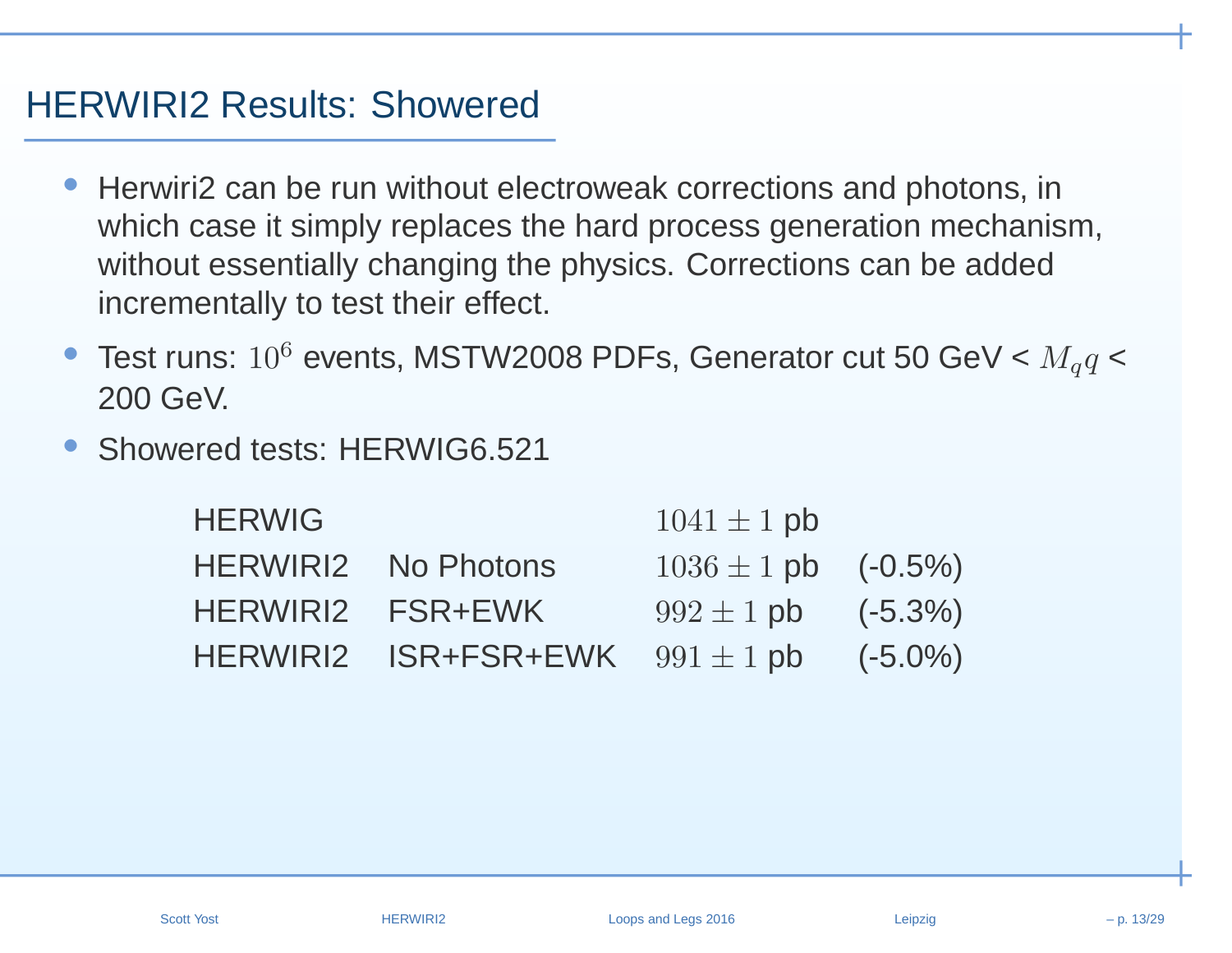## HERWIRI2 Results: Showered

- Herwiri2 can be run without electroweak corrections and photons, in which case it simply replaces the hard process generation mechanism, without essentially changing the physics. Corrections can be added incrementally to test their effect.
- Test runs: $10^6$ events, MSTW2008 PDFs, Generator cut 50 GeV < $M_q q$ < 200 GeV.
- Showered tests: HERWIG6.521

| | | | |
|---|---|---|---|
| HERWIG | | $1041 \pm 1$ pb | |
| HERWIRI2 | No Photons | $1036 \pm 1$ pb | (-0.5%) |
| HERWIRI2 | FSR+EWK | $992 \pm 1$ pb | (-5.3%) |
| HERWIRI2 | ISR+FSR+EWK | $991 \pm 1$ pb | (-5.0%) |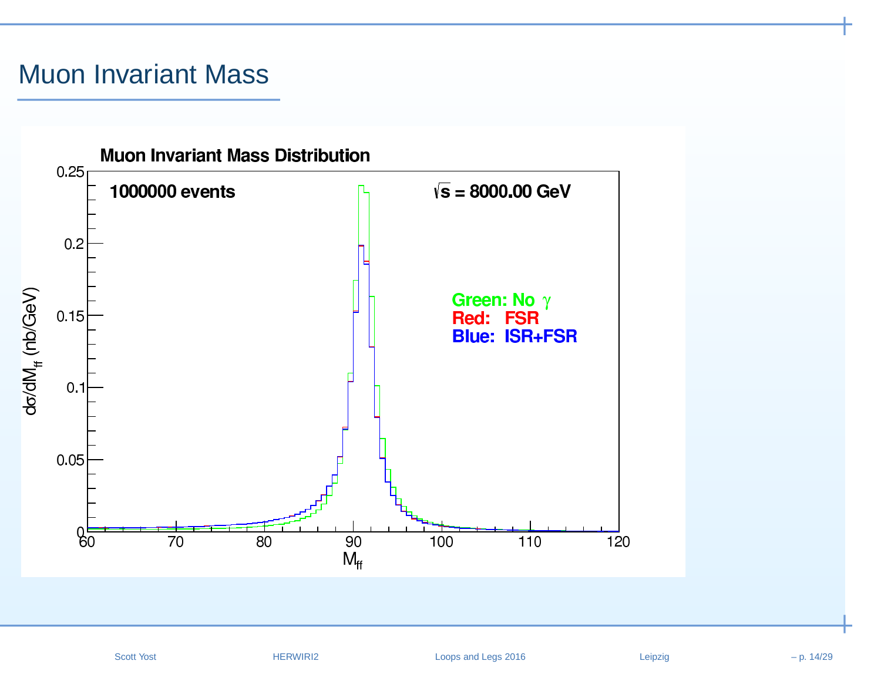# Muon Invariant Mass

**Muon Invariant Mass Distribution**

**1000000 events**

**$\sqrt{s}$ = 8000.00 GeV**

**Green: No $\gamma$**
**Red: FSR**
**Blue: ISR+FSR**

$d\sigma/dM_{ff}$ (nb/GeV)

$M_{ff}$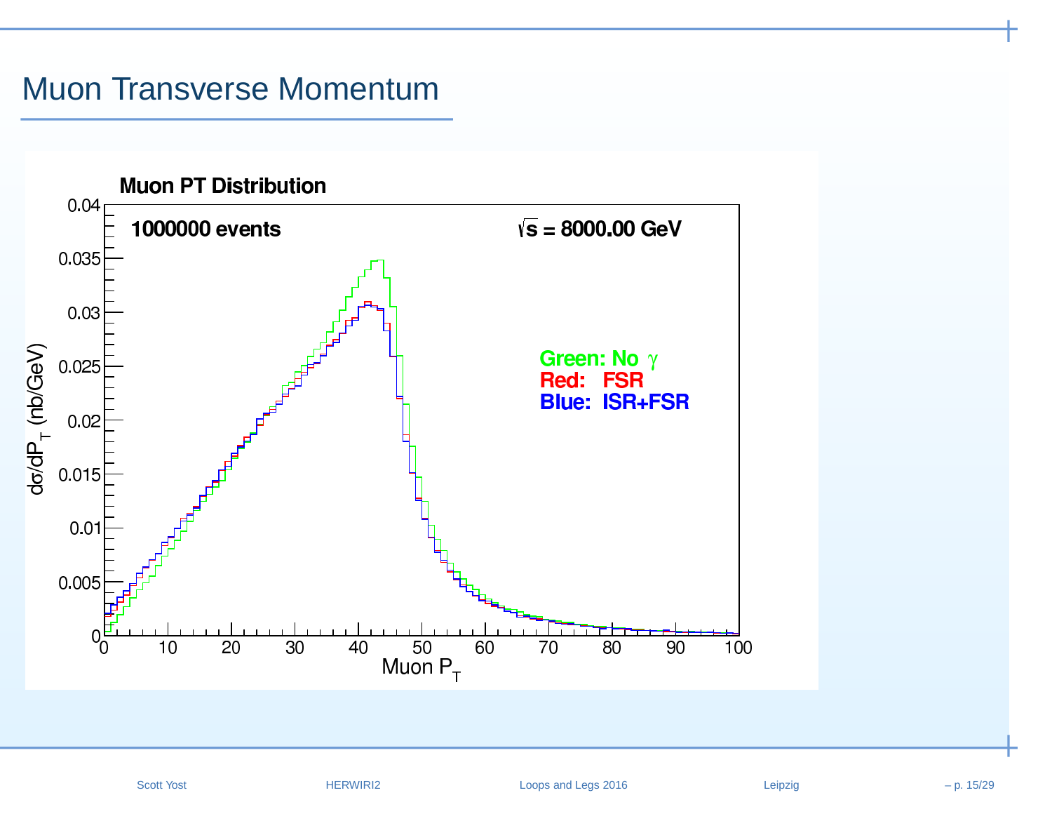# Muon Transverse Momentum

**Muon PT Distribution**

1000000 events

$\sqrt{s}$ = 8000.00 GeV

Green: No $\gamma$

Red: FSR

Blue: ISR+FSR

$d\sigma/dP_T$ (nb/GeV)

Muon $P_T$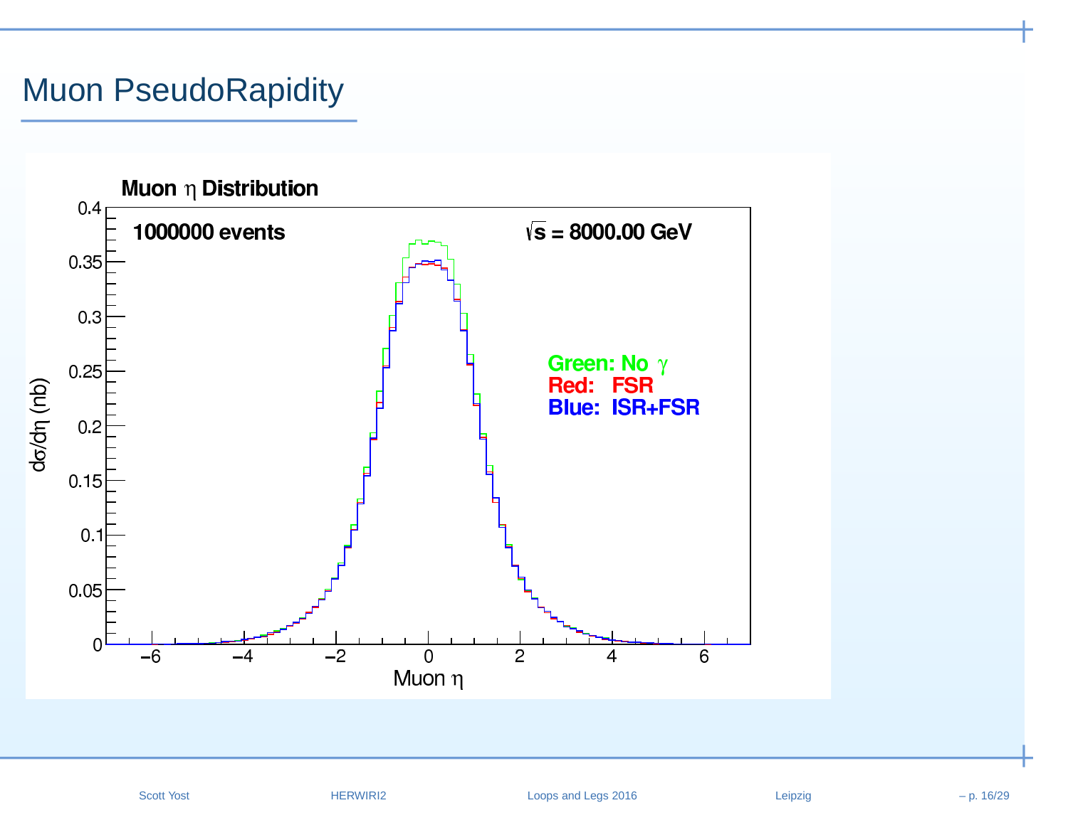# Muon PseudoRapidity

**Muon η Distribution**

**1000000 events** $\sqrt{s}$ **= 8000.00 GeV**

**Green: No γ**
**Red: FSR**
**Blue: ISR+FSR**

y-axis: dσ/dη (nb)

x-axis: Muon η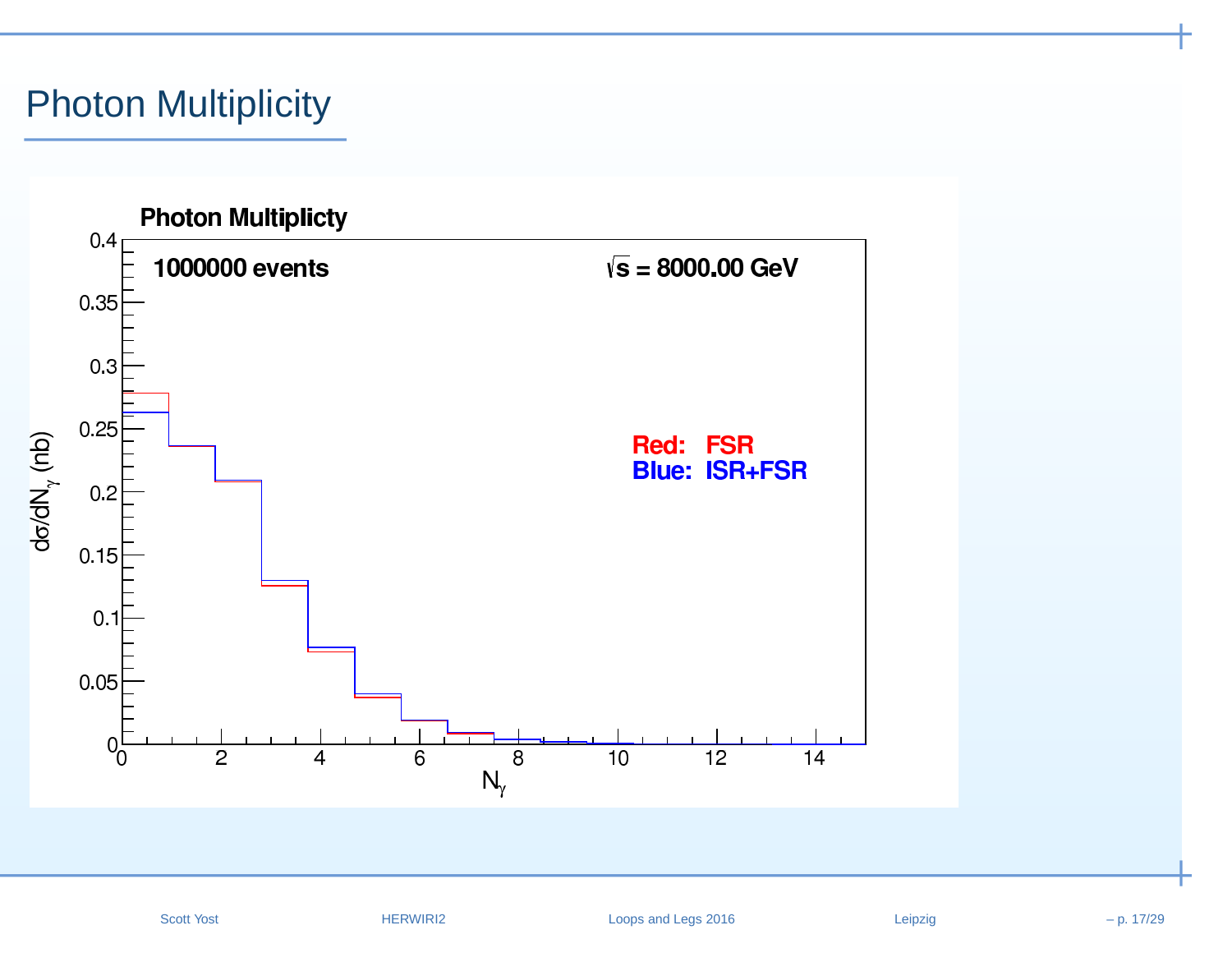# Photon Multiplicity

**Photon Multiplicty**

**1000000 events**

$\sqrt{s}$ **= 8000.00 GeV**

**Red: FSR**
**Blue: ISR+FSR**

$d\sigma/dN_\gamma$ (nb)

$N_\gamma$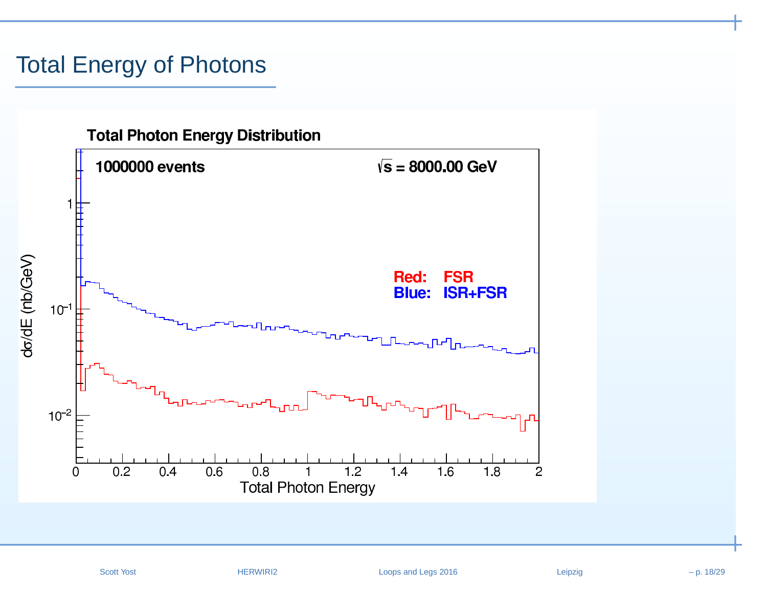# Total Energy of Photons

**Total Photon Energy Distribution**

**1000000 events** $\sqrt{s}$ **= 8000.00 GeV**

**Red: FSR**
**Blue: ISR+FSR**

$d\sigma/dE$ (nb/GeV)

Total Photon Energy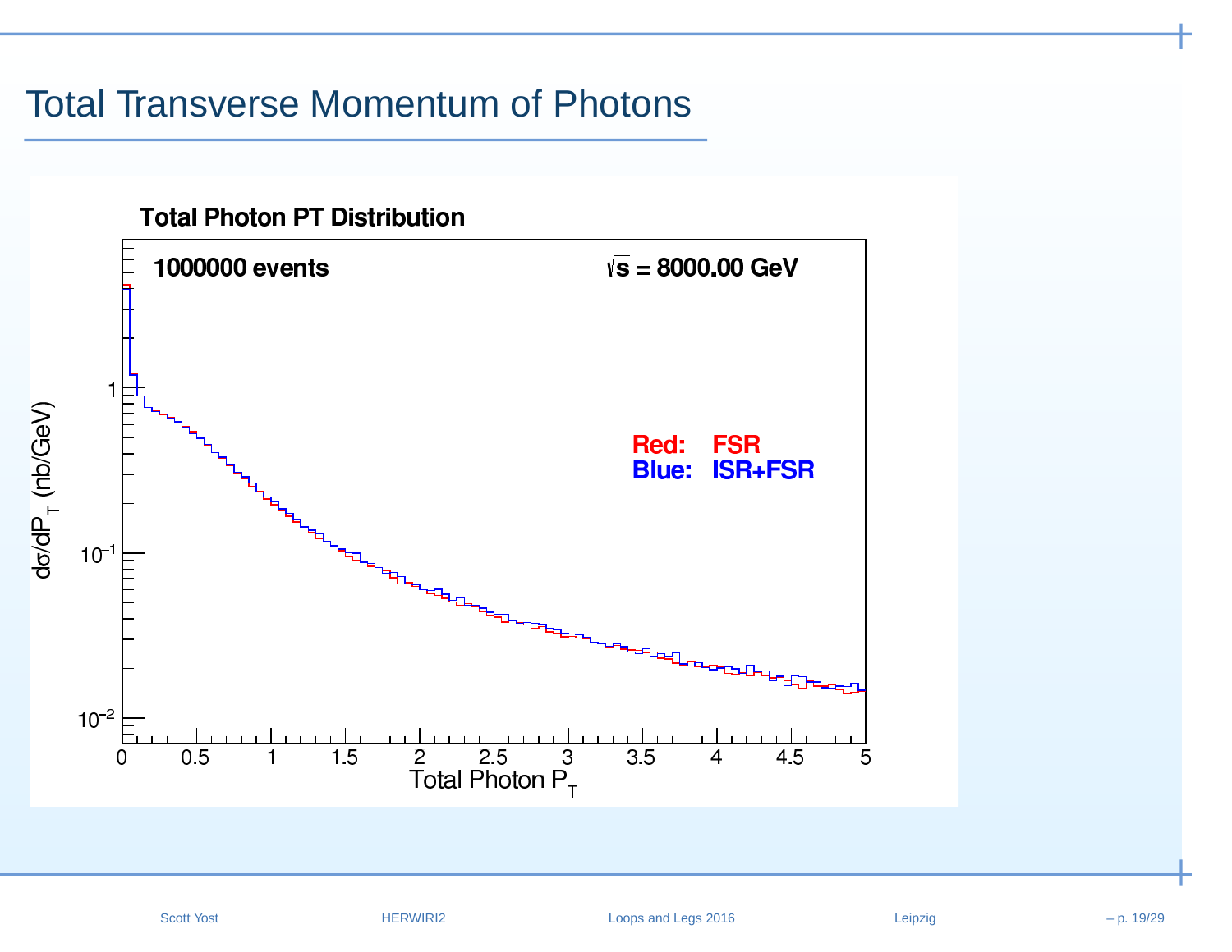# Total Transverse Momentum of Photons

**Total Photon PT Distribution**

1000000 events — $\sqrt{s} = 8000.00$ GeV

Red: FSR
Blue: ISR+FSR

$d\sigma/dP_T$ (nb/GeV) vs. Total Photon $P_T$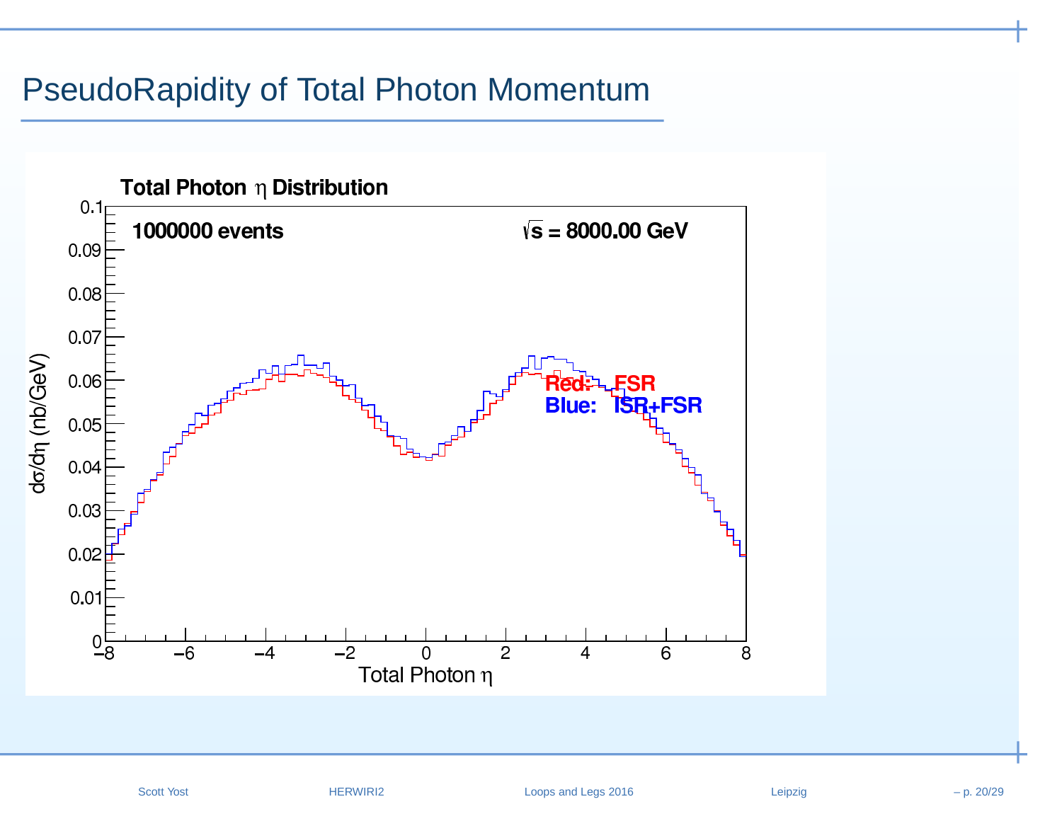# PseudoRapidity of Total Photon Momentum

**Total Photon $\eta$ Distribution**

1000000 events

$\sqrt{s}$ = 8000.00 GeV

Red: FSR

Blue: ISR+FSR

$d\sigma/d\eta$ (nb/GeV)

Total Photon $\eta$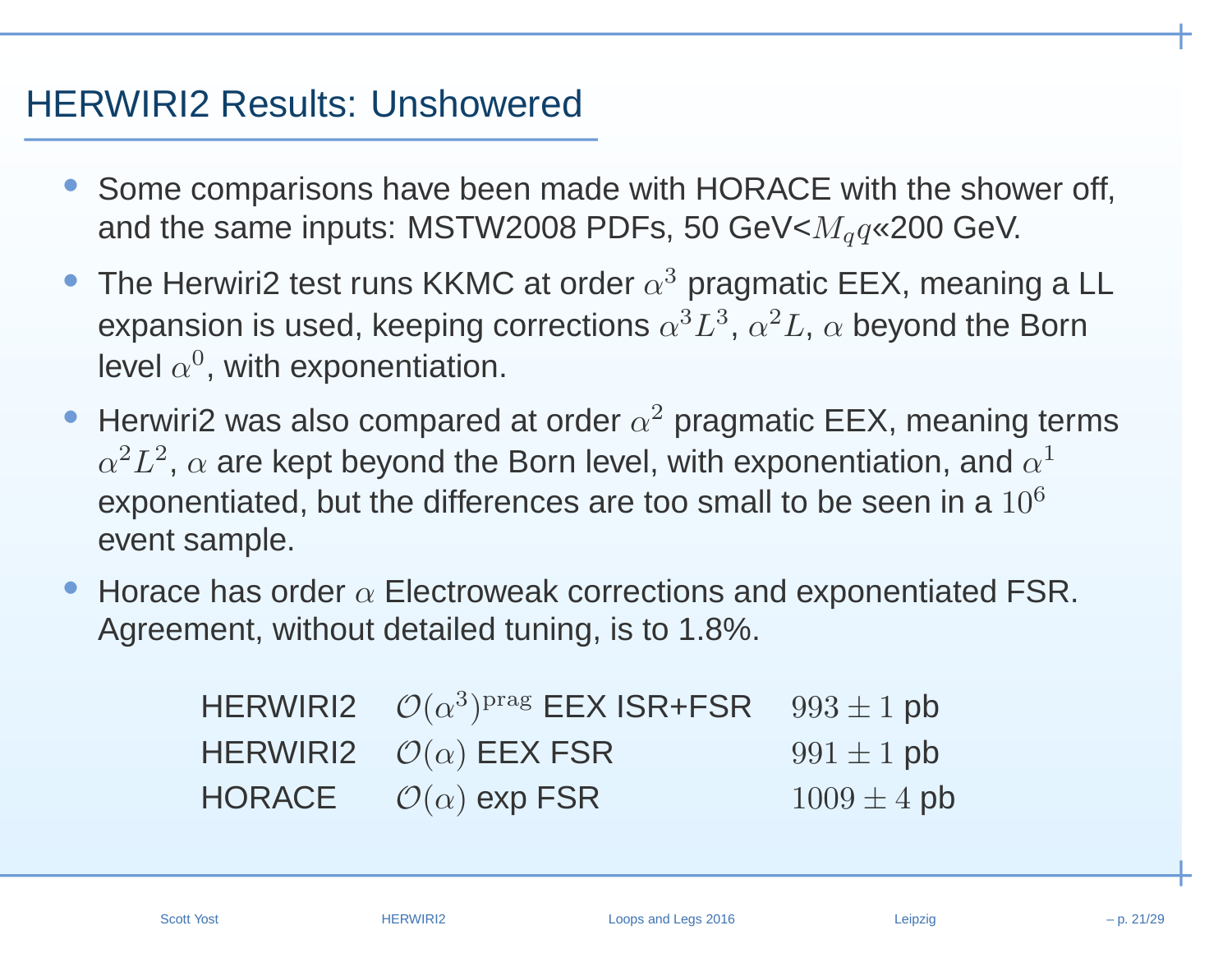# HERWIRI2 Results: Unshowered

- Some comparisons have been made with HORACE with the shower off, and the same inputs: MSTW2008 PDFs, 50 GeV<$M_q q$«200 GeV.
- The Herwiri2 test runs KKMC at order $\alpha^3$ pragmatic EEX, meaning a LL expansion is used, keeping corrections $\alpha^3 L^3$, $\alpha^2 L$, $\alpha$ beyond the Born level $\alpha^0$, with exponentiation.
- Herwiri2 was also compared at order $\alpha^2$ pragmatic EEX, meaning terms $\alpha^2 L^2$, $\alpha$ are kept beyond the Born level, with exponentiation, and $\alpha^1$ exponentiated, but the differences are too small to be seen in a $10^6$ event sample.
- Horace has order $\alpha$ Electroweak corrections and exponentiated FSR. Agreement, without detailed tuning, is to 1.8%.

| | | |
|---|---|---|
| HERWIRI2 | $\mathcal{O}(\alpha^3)^{\text{prag}}$ EEX ISR+FSR | $993 \pm 1$ pb |
| HERWIRI2 | $\mathcal{O}(\alpha)$ EEX FSR | $991 \pm 1$ pb |
| HORACE | $\mathcal{O}(\alpha)$ exp FSR | $1009 \pm 4$ pb |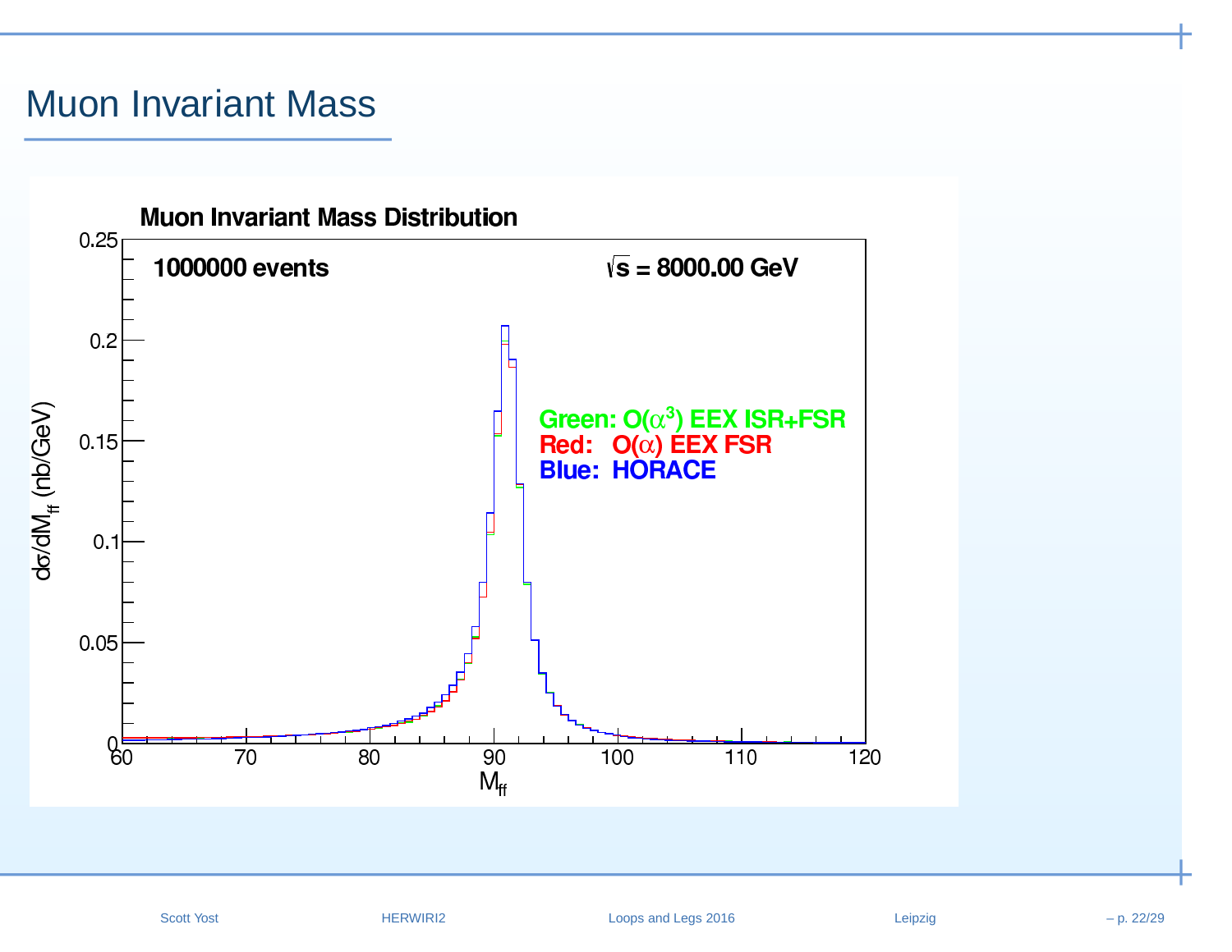# Muon Invariant Mass

**Muon Invariant Mass Distribution**

**1000000 events** $\sqrt{s}$ **= 8000.00 GeV**

**Green: $O(\alpha^3)$ EEX ISR+FSR**
**Red: $O(\alpha)$ EEX FSR**
**Blue: HORACE**

$d\sigma/dM_{ff}$ (nb/GeV)

$M_{ff}$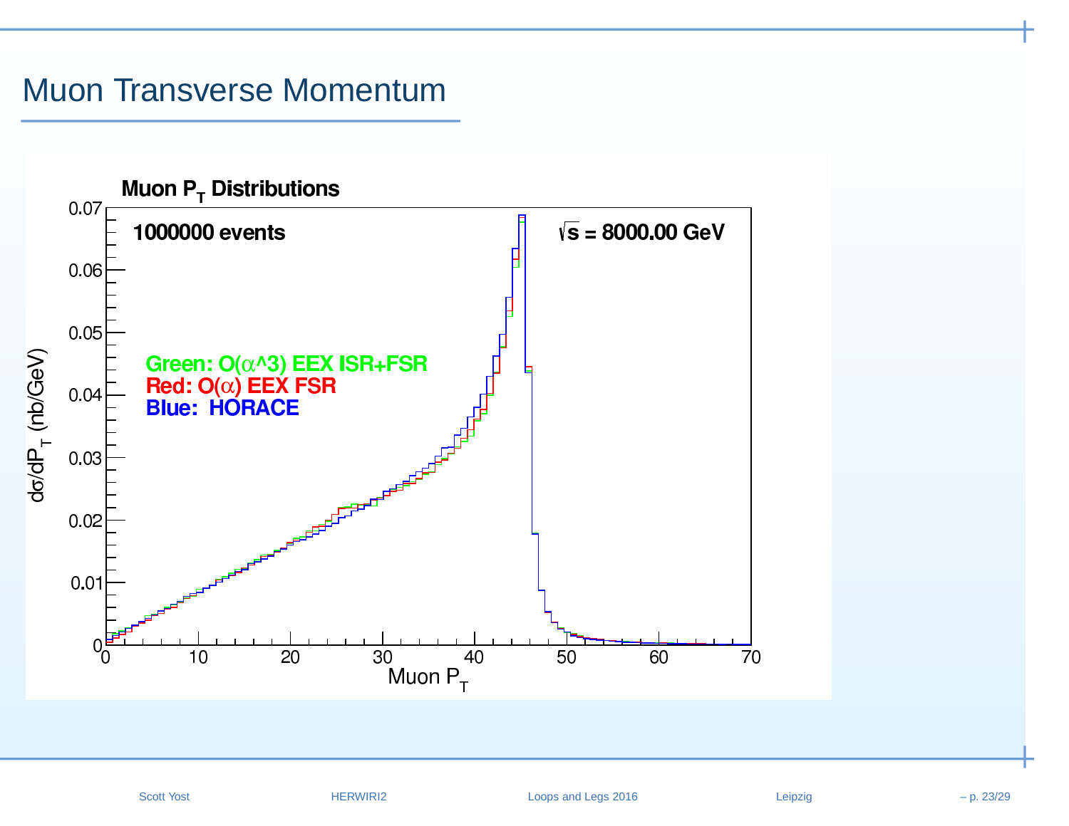# Muon Transverse Momentum

**Muon $P_T$ Distributions**

**1000000 events**

**$\sqrt{s}$ = 8000.00 GeV**

**Green: O($\alpha$^3) EEX ISR+FSR**
**Red: O($\alpha$) EEX FSR**
**Blue: HORACE**

$d\sigma/dP_T$ (nb/GeV)

Muon $P_T$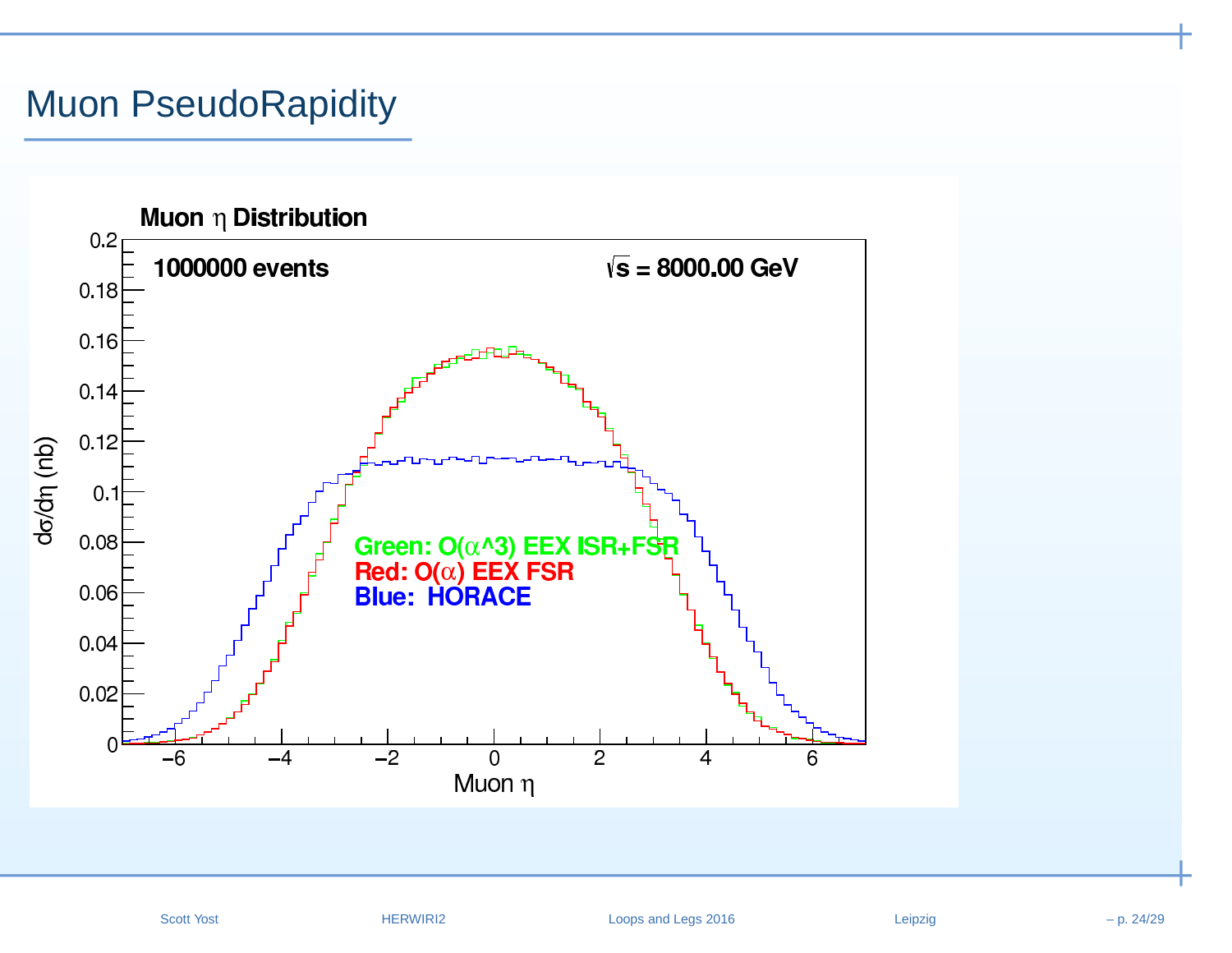# Muon PseudoRapidity

**Muon $\eta$ Distribution**

**1000000 events** $\sqrt{s}$ **= 8000.00 GeV**

**Green: O($\alpha$^3) EEX ISR+FSR**
**Red: O($\alpha$) EEX FSR**
**Blue: HORACE**

$d\sigma/d\eta$ (nb)

Muon $\eta$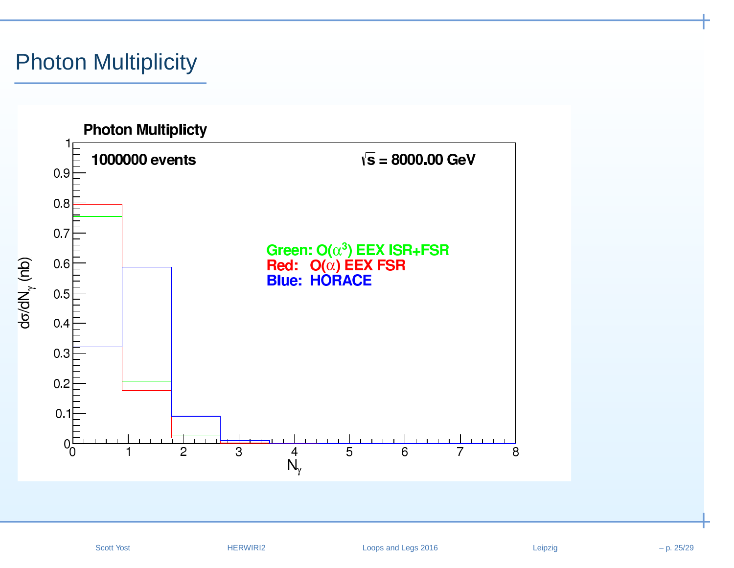# Photon Multiplicity

**Photon Multiplicty**

**1000000 events**

**$\sqrt{s}$ = 8000.00 GeV**

**Green: $O(\alpha^3)$ EEX ISR+FSR**
**Red: $O(\alpha)$ EEX FSR**
**Blue: HORACE**

$d\sigma/dN_\gamma$ (nb)

$N_\gamma$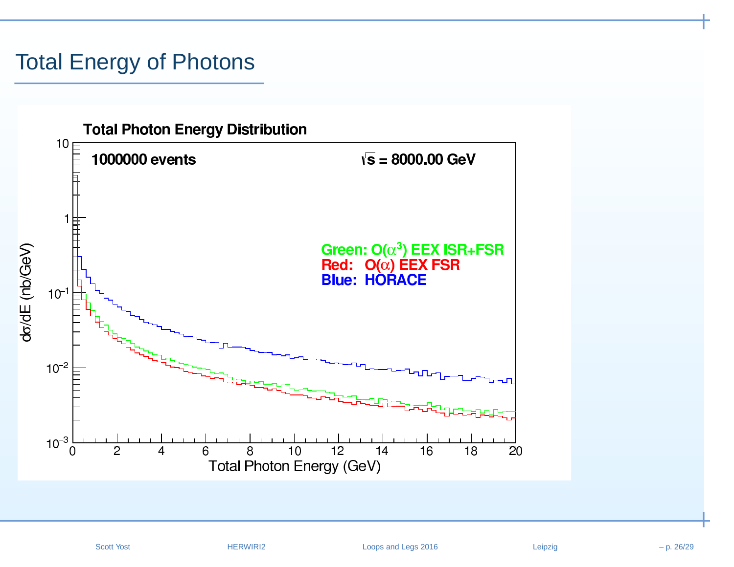# Total Energy of Photons

**Total Photon Energy Distribution**

**1000000 events**

**$\sqrt{s}$ = 8000.00 GeV**

**Green: $O(\alpha^3)$ EEX ISR+FSR**
**Red: $O(\alpha)$ EEX FSR**
**Blue: HORACE**

$d\sigma/dE$ (nb/GeV)

Total Photon Energy (GeV)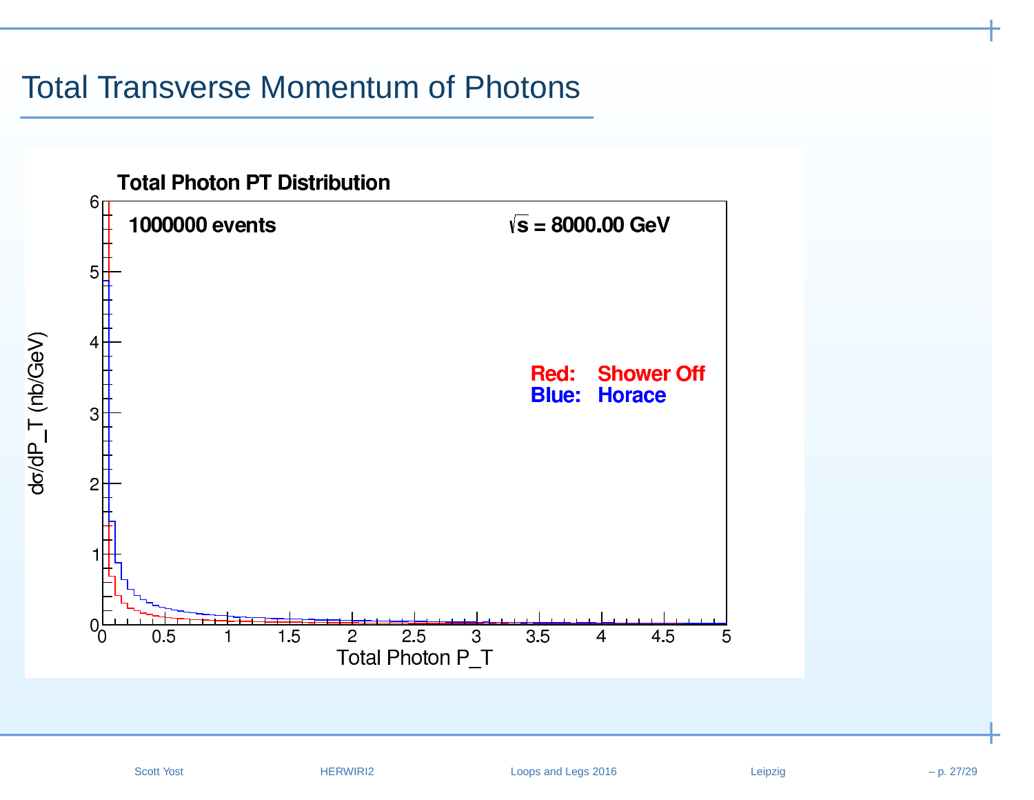# Total Transverse Momentum of Photons

**Total Photon PT Distribution**

1000000 events

$\sqrt{s}$ = 8000.00 GeV

Red: Shower Off
Blue: Horace

$d\sigma/dP\_T$ (nb/GeV)

Total Photon P_T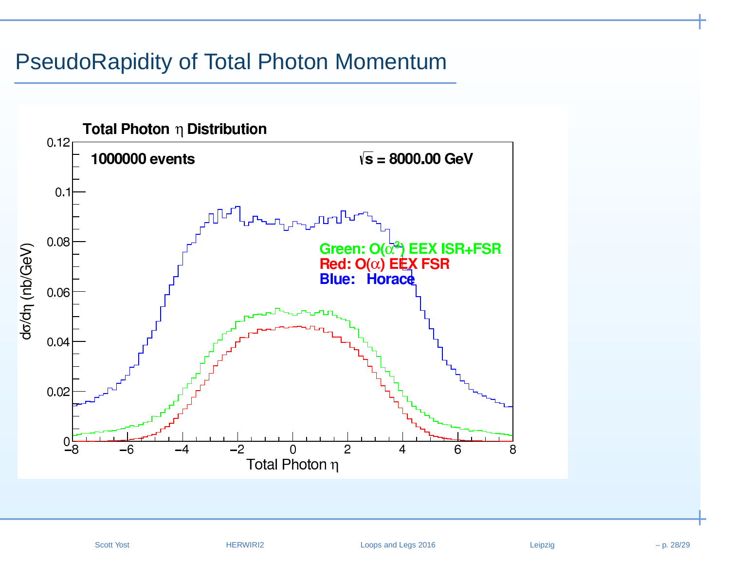# PseudoRapidity of Total Photon Momentum

**Total Photon $\eta$ Distribution**

1000000 events

$\sqrt{s}$ = 8000.00 GeV

Green: $O(\alpha^3)$ EEX ISR+FSR

Red: $O(\alpha)$ EEX FSR

Blue: Horace

$d\sigma/d\eta$ (nb/GeV)

Total Photon $\eta$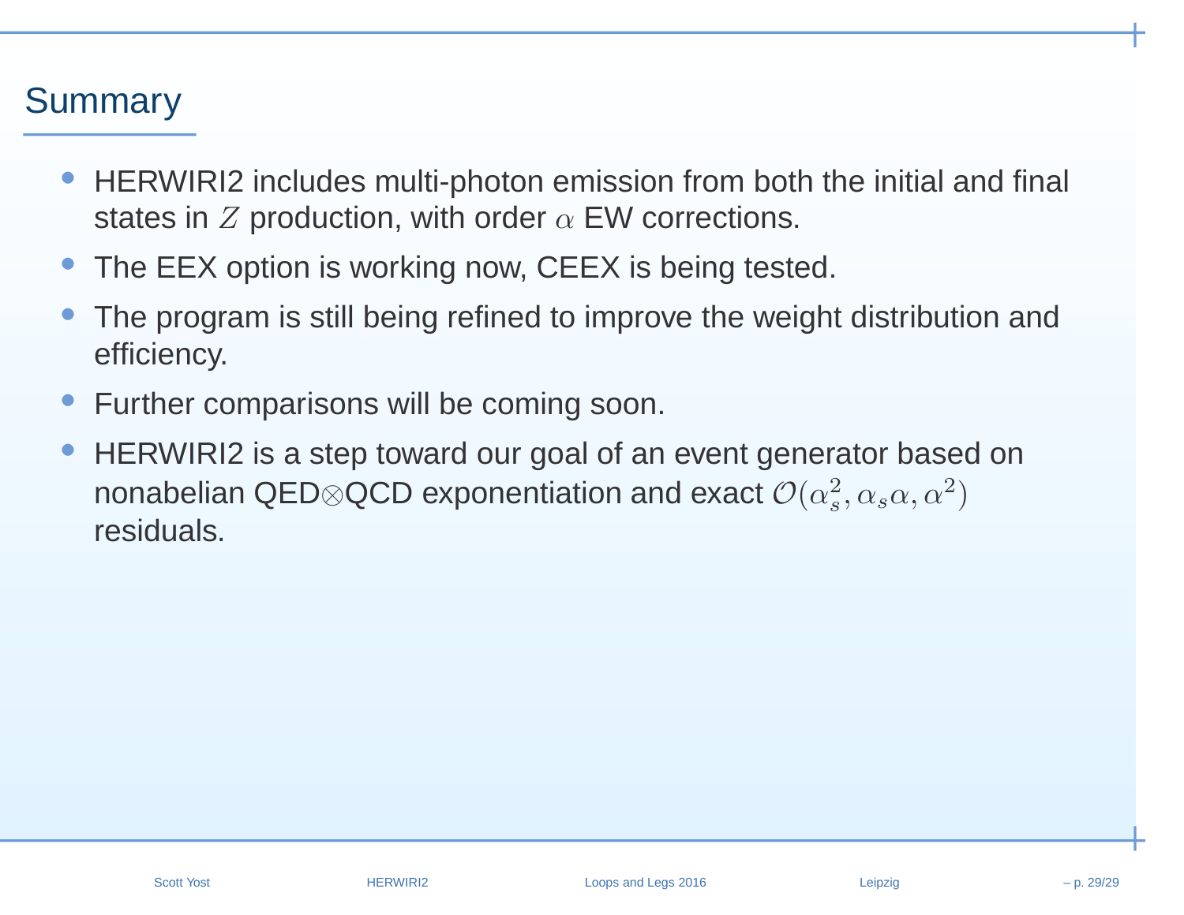# Summary

- HERWIRI2 includes multi-photon emission from both the initial and final states in $Z$ production, with order $\alpha$ EW corrections.
- The EEX option is working now, CEEX is being tested.
- The program is still being refined to improve the weight distribution and efficiency.
- Further comparisons will be coming soon.
- HERWIRI2 is a step toward our goal of an event generator based on nonabelian QED$\otimes$QCD exponentiation and exact $\mathcal{O}(\alpha_s^2, \alpha_s\alpha, \alpha^2)$ residuals.